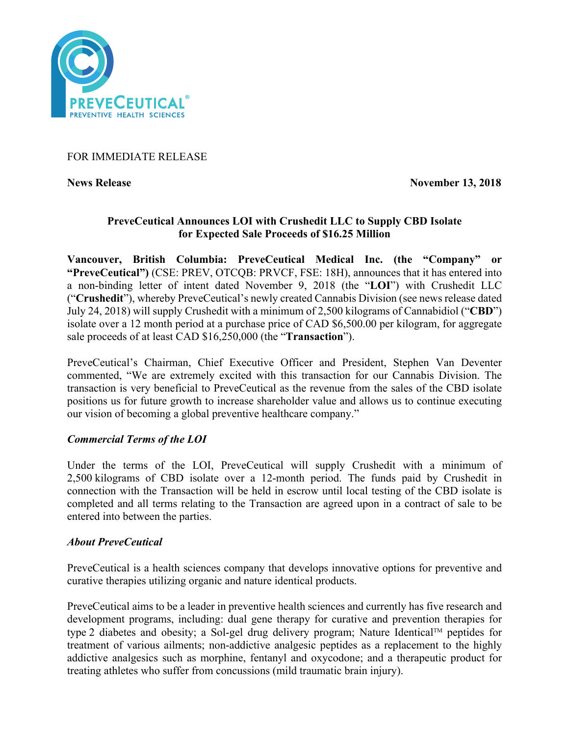FOR IMMEDIATE RELEASE

**News Release** **November 13, 2018**

**PreveCeutical Announces LOI with Crushedit LLC to Supply CBD Isolate for Expected Sale Proceeds of $16.25 Million**

**Vancouver, British Columbia: PreveCeutical Medical Inc. (the "Company" or "PreveCeutical")** (CSE: PREV, OTCQB: PRVCF, FSE: 18H), announces that it has entered into a non-binding letter of intent dated November 9, 2018 (the "**LOI**") with Crushedit LLC ("**Crushedit**"), whereby PreveCeutical's newly created Cannabis Division (see news release dated July 24, 2018) will supply Crushedit with a minimum of 2,500 kilograms of Cannabidiol ("**CBD**") isolate over a 12 month period at a purchase price of CAD $6,500.00 per kilogram, for aggregate sale proceeds of at least CAD $16,250,000 (the "**Transaction**").

PreveCeutical's Chairman, Chief Executive Officer and President, Stephen Van Deventer commented, "We are extremely excited with this transaction for our Cannabis Division. The transaction is very beneficial to PreveCeutical as the revenue from the sales of the CBD isolate positions us for future growth to increase shareholder value and allows us to continue executing our vision of becoming a global preventive healthcare company."

***Commercial Terms of the LOI***

Under the terms of the LOI, PreveCeutical will supply Crushedit with a minimum of 2,500 kilograms of CBD isolate over a 12-month period. The funds paid by Crushedit in connection with the Transaction will be held in escrow until local testing of the CBD isolate is completed and all terms relating to the Transaction are agreed upon in a contract of sale to be entered into between the parties.

***About PreveCeutical***

PreveCeutical is a health sciences company that develops innovative options for preventive and curative therapies utilizing organic and nature identical products.

PreveCeutical aims to be a leader in preventive health sciences and currently has five research and development programs, including: dual gene therapy for curative and prevention therapies for type 2 diabetes and obesity; a Sol-gel drug delivery program; Nature Identical™ peptides for treatment of various ailments; non-addictive analgesic peptides as a replacement to the highly addictive analgesics such as morphine, fentanyl and oxycodone; and a therapeutic product for treating athletes who suffer from concussions (mild traumatic brain injury).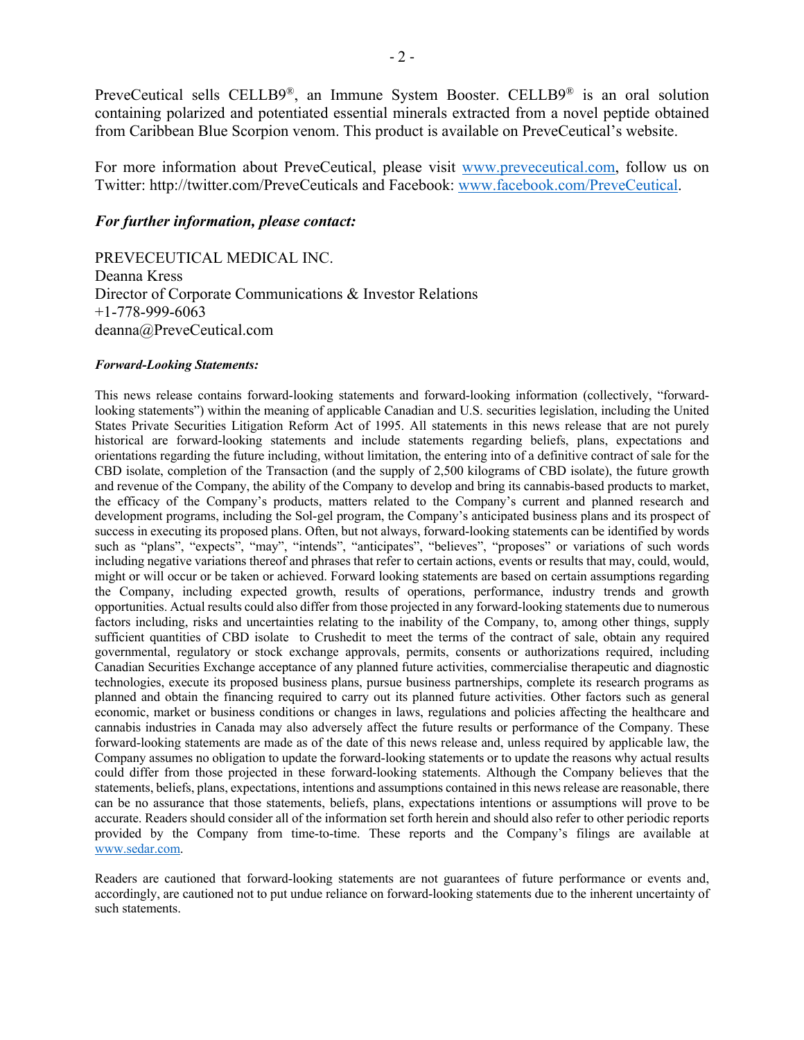PreveCeutical sells CELLB9®, an Immune System Booster. CELLB9® is an oral solution containing polarized and potentiated essential minerals extracted from a novel peptide obtained from Caribbean Blue Scorpion venom. This product is available on PreveCeutical's website.

For more information about PreveCeutical, please visit www.preveceutical.com, follow us on Twitter: http://twitter.com/PreveCeuticals and Facebook: www.facebook.com/PreveCeutical.

### *For further information, please contact:*

PREVECEUTICAL MEDICAL INC.
Deanna Kress
Director of Corporate Communications & Investor Relations
+1-778-999-6063
deanna@PreveCeutical.com

***Forward-Looking Statements:***

This news release contains forward-looking statements and forward-looking information (collectively, "forward-looking statements") within the meaning of applicable Canadian and U.S. securities legislation, including the United States Private Securities Litigation Reform Act of 1995. All statements in this news release that are not purely historical are forward-looking statements and include statements regarding beliefs, plans, expectations and orientations regarding the future including, without limitation, the entering into of a definitive contract of sale for the CBD isolate, completion of the Transaction (and the supply of 2,500 kilograms of CBD isolate), the future growth and revenue of the Company, the ability of the Company to develop and bring its cannabis-based products to market, the efficacy of the Company's products, matters related to the Company's current and planned research and development programs, including the Sol-gel program, the Company's anticipated business plans and its prospect of success in executing its proposed plans. Often, but not always, forward-looking statements can be identified by words such as "plans", "expects", "may", "intends", "anticipates", "believes", "proposes" or variations of such words including negative variations thereof and phrases that refer to certain actions, events or results that may, could, would, might or will occur or be taken or achieved. Forward looking statements are based on certain assumptions regarding the Company, including expected growth, results of operations, performance, industry trends and growth opportunities. Actual results could also differ from those projected in any forward-looking statements due to numerous factors including, risks and uncertainties relating to the inability of the Company, to, among other things, supply sufficient quantities of CBD isolate to Crushedit to meet the terms of the contract of sale, obtain any required governmental, regulatory or stock exchange approvals, permits, consents or authorizations required, including Canadian Securities Exchange acceptance of any planned future activities, commercialise therapeutic and diagnostic technologies, execute its proposed business plans, pursue business partnerships, complete its research programs as planned and obtain the financing required to carry out its planned future activities. Other factors such as general economic, market or business conditions or changes in laws, regulations and policies affecting the healthcare and cannabis industries in Canada may also adversely affect the future results or performance of the Company. These forward-looking statements are made as of the date of this news release and, unless required by applicable law, the Company assumes no obligation to update the forward-looking statements or to update the reasons why actual results could differ from those projected in these forward-looking statements. Although the Company believes that the statements, beliefs, plans, expectations, intentions and assumptions contained in this news release are reasonable, there can be no assurance that those statements, beliefs, plans, expectations intentions or assumptions will prove to be accurate. Readers should consider all of the information set forth herein and should also refer to other periodic reports provided by the Company from time-to-time. These reports and the Company's filings are available at www.sedar.com.

Readers are cautioned that forward-looking statements are not guarantees of future performance or events and, accordingly, are cautioned not to put undue reliance on forward-looking statements due to the inherent uncertainty of such statements.